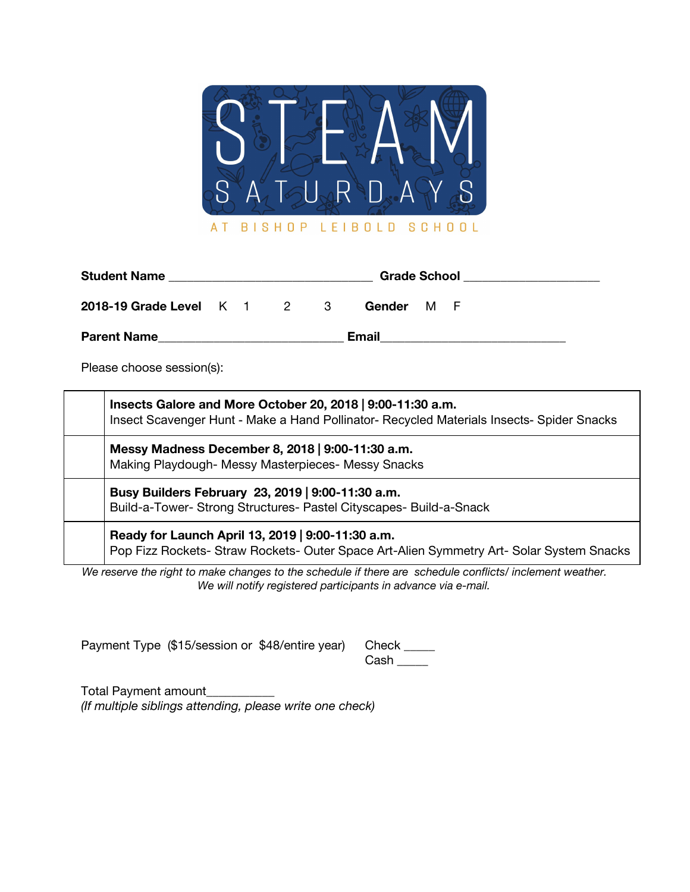# STEAM SATURDAYS

AT BISHOP LEIBOLD SCHOOL

**Student Name** ______________________________ **Grade School** ____________________

**2018-19 Grade Level** K 1 2 3 **Gender** M F

**Parent Name**___________________________ **Email**___________________________

Please choose session(s):

| | |
|---|---|
| | **Insects Galore and More October 20, 2018 \| 9:00-11:30 a.m.**<br>Insect Scavenger Hunt - Make a Hand Pollinator- Recycled Materials Insects- Spider Snacks |
| | **Messy Madness December 8, 2018 \| 9:00-11:30 a.m.**<br>Making Playdough- Messy Masterpieces- Messy Snacks |
| | **Busy Builders February 23, 2019 \| 9:00-11:30 a.m.**<br>Build-a-Tower- Strong Structures- Pastel Cityscapes- Build-a-Snack |
| | **Ready for Launch April 13, 2019 \| 9:00-11:30 a.m.**<br>Pop Fizz Rockets- Straw Rockets- Outer Space Art-Alien Symmetry Art- Solar System Snacks |

*We reserve the right to make changes to the schedule if there are schedule conflicts/ inclement weather. We will notify registered participants in advance via e-mail.*

Payment Type ($15/session or $48/entire year) Check _____
Cash _____

Total Payment amount__________
*(If multiple siblings attending, please write one check)*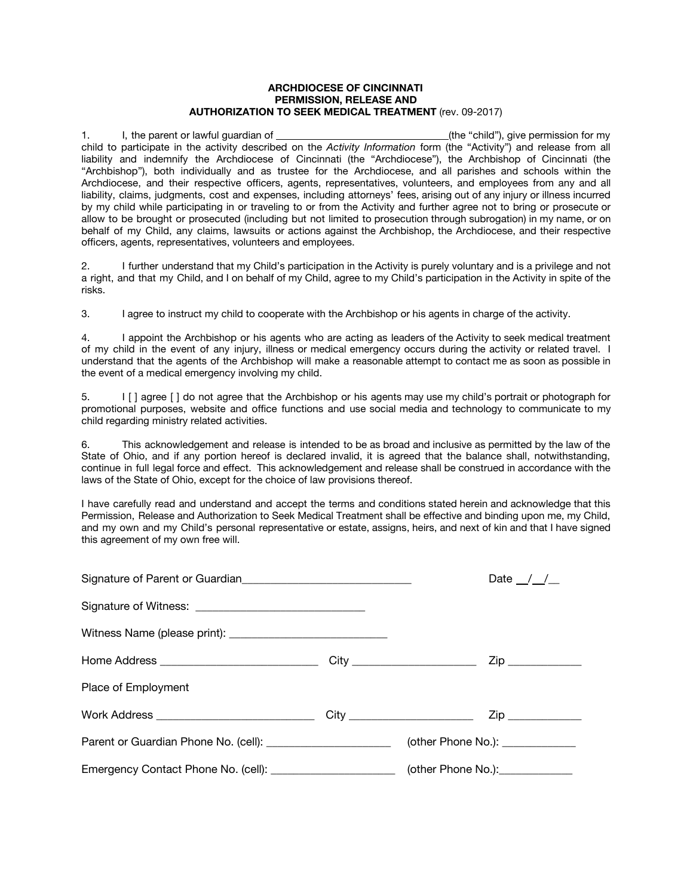**ARCHDIOCESE OF CINCINNATI**
**PERMISSION, RELEASE AND**
**AUTHORIZATION TO SEEK MEDICAL TREATMENT** (rev. 09-2017)

1. I, the parent or lawful guardian of ________________________________(the "child"), give permission for my child to participate in the activity described on the *Activity Information* form (the "Activity") and release from all liability and indemnify the Archdiocese of Cincinnati (the "Archdiocese"), the Archbishop of Cincinnati (the "Archbishop"), both individually and as trustee for the Archdiocese, and all parishes and schools within the Archdiocese, and their respective officers, agents, representatives, volunteers, and employees from any and all liability, claims, judgments, cost and expenses, including attorneys' fees, arising out of any injury or illness incurred by my child while participating in or traveling to or from the Activity and further agree not to bring or prosecute or allow to be brought or prosecuted (including but not limited to prosecution through subrogation) in my name, or on behalf of my Child, any claims, lawsuits or actions against the Archbishop, the Archdiocese, and their respective officers, agents, representatives, volunteers and employees.

2. I further understand that my Child's participation in the Activity is purely voluntary and is a privilege and not a right, and that my Child, and I on behalf of my Child, agree to my Child's participation in the Activity in spite of the risks.

3. I agree to instruct my child to cooperate with the Archbishop or his agents in charge of the activity.

4. I appoint the Archbishop or his agents who are acting as leaders of the Activity to seek medical treatment of my child in the event of any injury, illness or medical emergency occurs during the activity or related travel. I understand that the agents of the Archbishop will make a reasonable attempt to contact me as soon as possible in the event of a medical emergency involving my child.

5. I [ ] agree [ ] do not agree that the Archbishop or his agents may use my child's portrait or photograph for promotional purposes, website and office functions and use social media and technology to communicate to my child regarding ministry related activities.

6. This acknowledgement and release is intended to be as broad and inclusive as permitted by the law of the State of Ohio, and if any portion hereof is declared invalid, it is agreed that the balance shall, notwithstanding, continue in full legal force and effect. This acknowledgement and release shall be construed in accordance with the laws of the State of Ohio, except for the choice of law provisions thereof.

I have carefully read and understand and accept the terms and conditions stated herein and acknowledge that this Permission, Release and Authorization to Seek Medical Treatment shall be effective and binding upon me, my Child, and my own and my Child's personal representative or estate, assigns, heirs, and next of kin and that I have signed this agreement of my own free will.

Signature of Parent or Guardian____________________________ Date __/__/__

Signature of Witness: ____________________________

Witness Name (please print): ___________________________

Home Address ___________________________ City _____________________ Zip ____________

Place of Employment

Work Address ___________________________ City _____________________ Zip ____________

Parent or Guardian Phone No. (cell): _____________________ (other Phone No.): ____________

Emergency Contact Phone No. (cell): _____________________ (other Phone No.):____________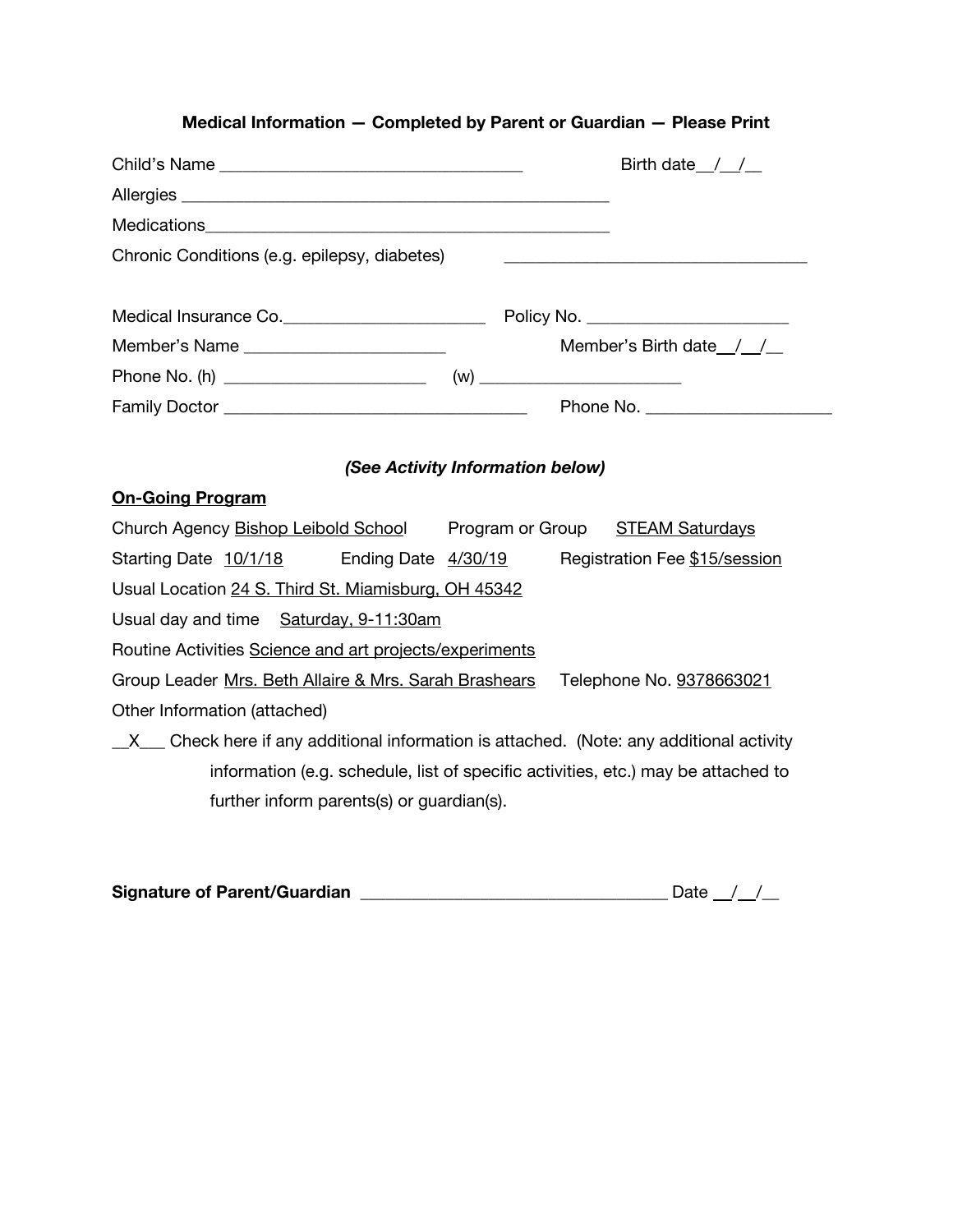**Medical Information — Completed by Parent or Guardian — Please Print**

Child's Name ________________________________ Birth date__/__/__

Allergies ______________________________________________

Medications____________________________________________

Chronic Conditions (e.g. epilepsy, diabetes) ________________________________

Medical Insurance Co.______________________ Policy No. ______________________

Member's Name ______________________ Member's Birth date__/__/__

Phone No. (h) ______________________ (w) ______________________

Family Doctor __________________________________ Phone No. ____________________

***(See Activity Information below)***

**On-Going Program**

Church Agency Bishop Leibold School Program or Group STEAM Saturdays

Starting Date 10/1/18 Ending Date 4/30/19 Registration Fee $15/session

Usual Location 24 S. Third St. Miamisburg, OH 45342

Usual day and time Saturday, 9-11:30am

Routine Activities Science and art projects/experiments

Group Leader Mrs. Beth Allaire & Mrs. Sarah Brashears Telephone No. 9378663021

Other Information (attached)

__X___ Check here if any additional information is attached. (Note: any additional activity information (e.g. schedule, list of specific activities, etc.) may be attached to further inform parents(s) or guardian(s).

**Signature of Parent/Guardian** __________________________________ Date __/__/__